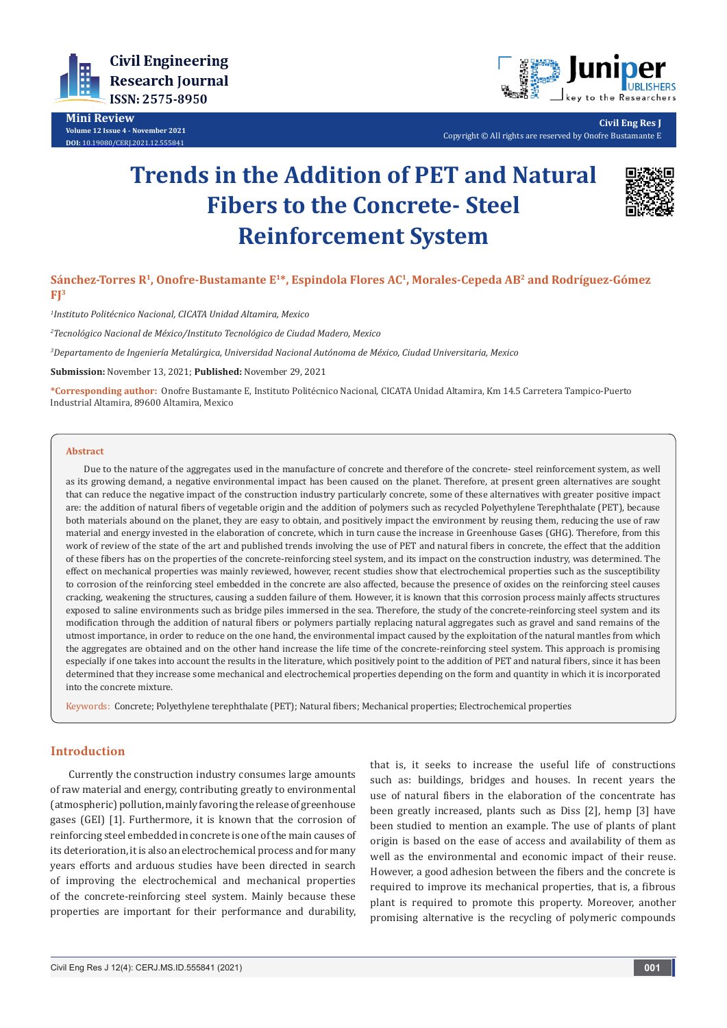Mini Review

Volume 12 Issue 4 - November 2021

DOI: 10.19080/CERJ.2021.12.555841

Copyright © All rights are reserved by Onofre Bustamante E

# Trends in the Addition of PET and Natural Fibers to the Concrete- Steel Reinforcement System

**Sánchez-Torres R[1], Onofre-Bustamante E[1]*, Espindola Flores AC[1], Morales-Cepeda AB[2] and Rodríguez-Gómez FJ[3]**

*[1]Instituto Politécnico Nacional, CICATA Unidad Altamira, Mexico*

*[2]Tecnológico Nacional de México/Instituto Tecnológico de Ciudad Madero, Mexico*

*[3]Departamento de Ingeniería Metalúrgica, Universidad Nacional Autónoma de México, Ciudad Universitaria, Mexico*

**Submission:** November 13, 2021; **Published:** November 29, 2021

***Corresponding author:** Onofre Bustamante E, Instituto Politécnico Nacional, CICATA Unidad Altamira, Km 14.5 Carretera Tampico-Puerto Industrial Altamira, 89600 Altamira, Mexico

## Abstract

Due to the nature of the aggregates used in the manufacture of concrete and therefore of the concrete- steel reinforcement system, as well as its growing demand, a negative environmental impact has been caused on the planet. Therefore, at present green alternatives are sought that can reduce the negative impact of the construction industry particularly concrete, some of these alternatives with greater positive impact are: the addition of natural fibers of vegetable origin and the addition of polymers such as recycled Polyethylene Terephthalate (PET), because both materials abound on the planet, they are easy to obtain, and positively impact the environment by reusing them, reducing the use of raw material and energy invested in the elaboration of concrete, which in turn cause the increase in Greenhouse Gases (GHG). Therefore, from this work of review of the state of the art and published trends involving the use of PET and natural fibers in concrete, the effect that the addition of these fibers has on the properties of the concrete-reinforcing steel system, and its impact on the construction industry, was determined. The effect on mechanical properties was mainly reviewed, however, recent studies show that electrochemical properties such as the susceptibility to corrosion of the reinforcing steel embedded in the concrete are also affected, because the presence of oxides on the reinforcing steel causes cracking, weakening the structures, causing a sudden failure of them. However, it is known that this corrosion process mainly affects structures exposed to saline environments such as bridge piles immersed in the sea. Therefore, the study of the concrete-reinforcing steel system and its modification through the addition of natural fibers or polymers partially replacing natural aggregates such as gravel and sand remains of the utmost importance, in order to reduce on the one hand, the environmental impact caused by the exploitation of the natural mantles from which the aggregates are obtained and on the other hand increase the life time of the concrete-reinforcing steel system. This approach is promising especially if one takes into account the results in the literature, which positively point to the addition of PET and natural fibers, since it has been determined that they increase some mechanical and electrochemical properties depending on the form and quantity in which it is incorporated into the concrete mixture.

**Keywords:** Concrete; Polyethylene terephthalate (PET); Natural fibers; Mechanical properties; Electrochemical properties

## Introduction

Currently the construction industry consumes large amounts of raw material and energy, contributing greatly to environmental (atmospheric) pollution, mainly favoring the release of greenhouse gases (GEI) [1]. Furthermore, it is known that the corrosion of reinforcing steel embedded in concrete is one of the main causes of its deterioration, it is also an electrochemical process and for many years efforts and arduous studies have been directed in search of improving the electrochemical and mechanical properties of the concrete-reinforcing steel system. Mainly because these properties are important for their performance and durability, that is, it seeks to increase the useful life of constructions such as: buildings, bridges and houses. In recent years the use of natural fibers in the elaboration of the concentrate has been greatly increased, plants such as Diss [2], hemp [3] have been studied to mention an example. The use of plants of plant origin is based on the ease of access and availability of them as well as the environmental and economic impact of their reuse. However, a good adhesion between the fibers and the concrete is required to improve its mechanical properties, that is, a fibrous plant is required to promote this property. Moreover, another promising alternative is the recycling of polymeric compounds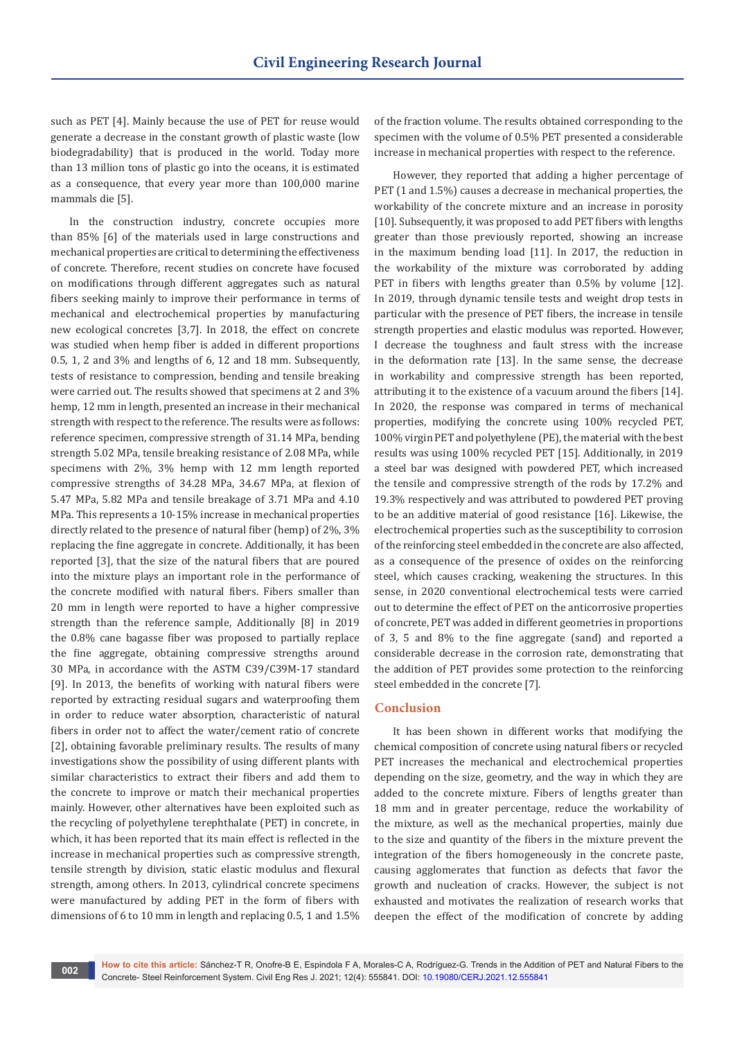such as PET [4]. Mainly because the use of PET for reuse would generate a decrease in the constant growth of plastic waste (low biodegradability) that is produced in the world. Today more than 13 million tons of plastic go into the oceans, it is estimated as a consequence, that every year more than 100,000 marine mammals die [5].

In the construction industry, concrete occupies more than 85% [6] of the materials used in large constructions and mechanical properties are critical to determining the effectiveness of concrete. Therefore, recent studies on concrete have focused on modifications through different aggregates such as natural fibers seeking mainly to improve their performance in terms of mechanical and electrochemical properties by manufacturing new ecological concretes [3,7]. In 2018, the effect on concrete was studied when hemp fiber is added in different proportions 0.5, 1, 2 and 3% and lengths of 6, 12 and 18 mm. Subsequently, tests of resistance to compression, bending and tensile breaking were carried out. The results showed that specimens at 2 and 3% hemp, 12 mm in length, presented an increase in their mechanical strength with respect to the reference. The results were as follows: reference specimen, compressive strength of 31.14 MPa, bending strength 5.02 MPa, tensile breaking resistance of 2.08 MPa, while specimens with 2%, 3% hemp with 12 mm length reported compressive strengths of 34.28 MPa, 34.67 MPa, at flexion of 5.47 MPa, 5.82 MPa and tensile breakage of 3.71 MPa and 4.10 MPa. This represents a 10-15% increase in mechanical properties directly related to the presence of natural fiber (hemp) of 2%, 3% replacing the fine aggregate in concrete. Additionally, it has been reported [3], that the size of the natural fibers that are poured into the mixture plays an important role in the performance of the concrete modified with natural fibers. Fibers smaller than 20 mm in length were reported to have a higher compressive strength than the reference sample, Additionally [8] in 2019 the 0.8% cane bagasse fiber was proposed to partially replace the fine aggregate, obtaining compressive strengths around 30 MPa, in accordance with the ASTM C39/C39M-17 standard [9]. In 2013, the benefits of working with natural fibers were reported by extracting residual sugars and waterproofing them in order to reduce water absorption, characteristic of natural fibers in order not to affect the water/cement ratio of concrete [2], obtaining favorable preliminary results. The results of many investigations show the possibility of using different plants with similar characteristics to extract their fibers and add them to the concrete to improve or match their mechanical properties mainly. However, other alternatives have been exploited such as the recycling of polyethylene terephthalate (PET) in concrete, in which, it has been reported that its main effect is reflected in the increase in mechanical properties such as compressive strength, tensile strength by division, static elastic modulus and flexural strength, among others. In 2013, cylindrical concrete specimens were manufactured by adding PET in the form of fibers with dimensions of 6 to 10 mm in length and replacing 0.5, 1 and 1.5% of the fraction volume. The results obtained corresponding to the specimen with the volume of 0.5% PET presented a considerable increase in mechanical properties with respect to the reference.

However, they reported that adding a higher percentage of PET (1 and 1.5%) causes a decrease in mechanical properties, the workability of the concrete mixture and an increase in porosity [10]. Subsequently, it was proposed to add PET fibers with lengths greater than those previously reported, showing an increase in the maximum bending load [11]. In 2017, the reduction in the workability of the mixture was corroborated by adding PET in fibers with lengths greater than 0.5% by volume [12]. In 2019, through dynamic tensile tests and weight drop tests in particular with the presence of PET fibers, the increase in tensile strength properties and elastic modulus was reported. However, I decrease the toughness and fault stress with the increase in the deformation rate [13]. In the same sense, the decrease in workability and compressive strength has been reported, attributing it to the existence of a vacuum around the fibers [14]. In 2020, the response was compared in terms of mechanical properties, modifying the concrete using 100% recycled PET, 100% virgin PET and polyethylene (PE), the material with the best results was using 100% recycled PET [15]. Additionally, in 2019 a steel bar was designed with powdered PET, which increased the tensile and compressive strength of the rods by 17.2% and 19.3% respectively and was attributed to powdered PET proving to be an additive material of good resistance [16]. Likewise, the electrochemical properties such as the susceptibility to corrosion of the reinforcing steel embedded in the concrete are also affected, as a consequence of the presence of oxides on the reinforcing steel, which causes cracking, weakening the structures. In this sense, in 2020 conventional electrochemical tests were carried out to determine the effect of PET on the anticorrosive properties of concrete, PET was added in different geometries in proportions of 3, 5 and 8% to the fine aggregate (sand) and reported a considerable decrease in the corrosion rate, demonstrating that the addition of PET provides some protection to the reinforcing steel embedded in the concrete [7].

## Conclusion

It has been shown in different works that modifying the chemical composition of concrete using natural fibers or recycled PET increases the mechanical and electrochemical properties depending on the size, geometry, and the way in which they are added to the concrete mixture. Fibers of lengths greater than 18 mm and in greater percentage, reduce the workability of the mixture, as well as the mechanical properties, mainly due to the size and quantity of the fibers in the mixture prevent the integration of the fibers homogeneously in the concrete paste, causing agglomerates that function as defects that favor the growth and nucleation of cracks. However, the subject is not exhausted and motivates the realization of research works that deepen the effect of the modification of concrete by adding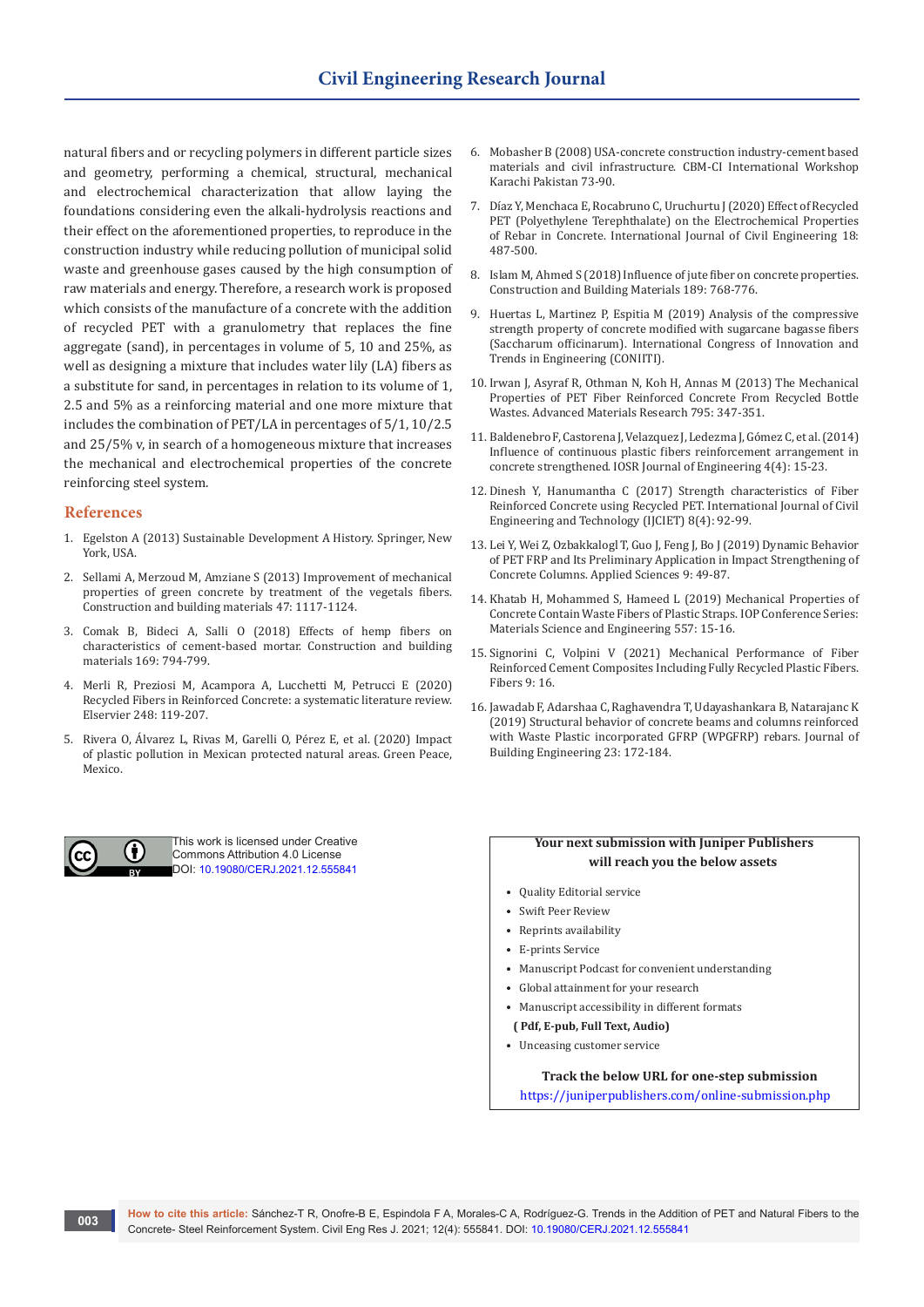natural fibers and or recycling polymers in different particle sizes and geometry, performing a chemical, structural, mechanical and electrochemical characterization that allow laying the foundations considering even the alkali-hydrolysis reactions and their effect on the aforementioned properties, to reproduce in the construction industry while reducing pollution of municipal solid waste and greenhouse gases caused by the high consumption of raw materials and energy. Therefore, a research work is proposed which consists of the manufacture of a concrete with the addition of recycled PET with a granulometry that replaces the fine aggregate (sand), in percentages in volume of 5, 10 and 25%, as well as designing a mixture that includes water lily (LA) fibers as a substitute for sand, in percentages in relation to its volume of 1, 2.5 and 5% as a reinforcing material and one more mixture that includes the combination of PET/LA in percentages of 5/1, 10/2.5 and 25/5% v, in search of a homogeneous mixture that increases the mechanical and electrochemical properties of the concrete reinforcing steel system.

## References

1. Egelston A (2013) Sustainable Development A History. Springer, New York, USA.
2. Sellami A, Merzoud M, Amziane S (2013) Improvement of mechanical properties of green concrete by treatment of the vegetals fibers. Construction and building materials 47: 1117-1124.
3. Comak B, Bideci A, Salli O (2018) Effects of hemp fibers on characteristics of cement-based mortar. Construction and building materials 169: 794-799.
4. Merli R, Preziosi M, Acampora A, Lucchetti M, Petrucci E (2020) Recycled Fibers in Reinforced Concrete: a systematic literature review. Elservier 248: 119-207.
5. Rivera O, Álvarez L, Rivas M, Garelli O, Pérez E, et al. (2020) Impact of plastic pollution in Mexican protected natural areas. Green Peace, Mexico.
6. Mobasher B (2008) USA-concrete construction industry-cement based materials and civil infrastructure. CBM-CI International Workshop Karachi Pakistan 73-90.
7. Díaz Y, Menchaca E, Rocabruno C, Uruchurtu J (2020) Effect of Recycled PET (Polyethylene Terephthalate) on the Electrochemical Properties of Rebar in Concrete. International Journal of Civil Engineering 18: 487-500.
8. Islam M, Ahmed S (2018) Influence of jute fiber on concrete properties. Construction and Building Materials 189: 768-776.
9. Huertas L, Martinez P, Espitia M (2019) Analysis of the compressive strength property of concrete modified with sugarcane bagasse fibers (Saccharum officinarum). International Congress of Innovation and Trends in Engineering (CONIITI).
10. Irwan J, Asyraf R, Othman N, Koh H, Annas M (2013) The Mechanical Properties of PET Fiber Reinforced Concrete From Recycled Bottle Wastes. Advanced Materials Research 795: 347-351.
11. Baldenebro F, Castorena J, Velazquez J, Ledezma J, Gómez C, et al. (2014) Influence of continuous plastic fibers reinforcement arrangement in concrete strengthened. IOSR Journal of Engineering 4(4): 15-23.
12. Dinesh Y, Hanumantha C (2017) Strength characteristics of Fiber Reinforced Concrete using Recycled PET. International Journal of Civil Engineering and Technology (IJCIET) 8(4): 92-99.
13. Lei Y, Wei Z, Ozbakkalogl T, Guo J, Feng J, Bo J (2019) Dynamic Behavior of PET FRP and Its Preliminary Application in Impact Strengthening of Concrete Columns. Applied Sciences 9: 49-87.
14. Khatab H, Mohammed S, Hameed L (2019) Mechanical Properties of Concrete Contain Waste Fibers of Plastic Straps. IOP Conference Series: Materials Science and Engineering 557: 15-16.
15. Signorini C, Volpini V (2021) Mechanical Performance of Fiber Reinforced Cement Composites Including Fully Recycled Plastic Fibers. Fibers 9: 16.
16. Jawadab F, Adarshaa C, Raghavendra T, Udayashankara B, Natarajanc K (2019) Structural behavior of concrete beams and columns reinforced with Waste Plastic incorporated GFRP (WPGFRP) rebars. Journal of Building Engineering 23: 172-184.

This work is licensed under Creative Commons Attribution 4.0 License
DOI: 10.19080/CERJ.2021.12.555841

**Your next submission with Juniper Publishers will reach you the below assets**

- Quality Editorial service
- Swift Peer Review
- Reprints availability
- E-prints Service
- Manuscript Podcast for convenient understanding
- Global attainment for your research
- Manuscript accessibility in different formats

**( Pdf, E-pub, Full Text, Audio)**

- Unceasing customer service

**Track the below URL for one-step submission**
https://juniperpublishers.com/online-submission.php

**How to cite this article:** Sánchez-T R, Onofre-B E, Espindola F A, Morales-C A, Rodríguez-G. Trends in the Addition of PET and Natural Fibers to the Concrete- Steel Reinforcement System. Civil Eng Res J. 2021; 12(4): 555841. DOI: 10.19080/CERJ.2021.12.555841